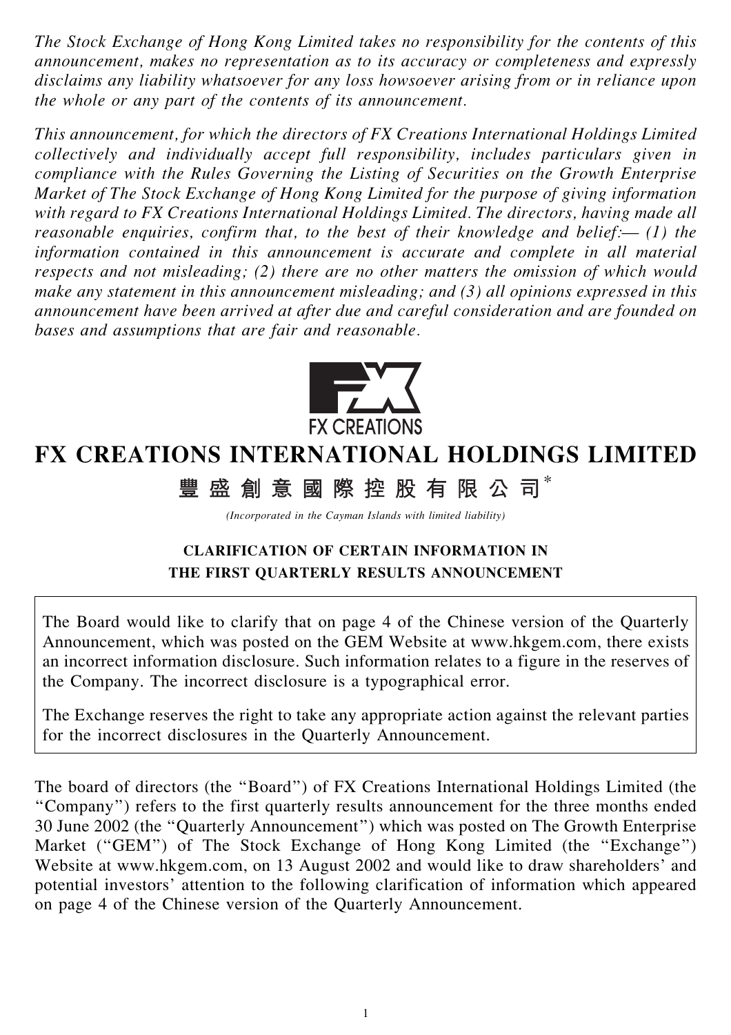*The Stock Exchange of Hong Kong Limited takes no responsibility for the contents of this announcement, makes no representation as to its accuracy or completeness and expressly disclaims any liability whatsoever for any loss howsoever arising from or in reliance upon the whole or any part of the contents of its announcement.*

*This announcement, for which the directors of FX Creations International Holdings Limited collectively and individually accept full responsibility, includes particulars given in compliance with the Rules Governing the Listing of Securities on the Growth Enterprise Market of The Stock Exchange of Hong Kong Limited for the purpose of giving information with regard to FX Creations International Holdings Limited. The directors, having made all reasonable enquiries, confirm that, to the best of their knowledge and belief:— (1) the information contained in this announcement is accurate and complete in all material respects and not misleading; (2) there are no other matters the omission of which would make any statement in this announcement misleading; and (3) all opinions expressed in this announcement have been arrived at after due and careful consideration and are founded on bases and assumptions that are fair and reasonable.*

FX CREATIONS

# FX CREATIONS INTERNATIONAL HOLDINGS LIMITED

## 豐盛創意國際控股有限公司*

*(Incorporated in the Cayman Islands with limited liability)*

### CLARIFICATION OF CERTAIN INFORMATION IN THE FIRST QUARTERLY RESULTS ANNOUNCEMENT

The Board would like to clarify that on page 4 of the Chinese version of the Quarterly Announcement, which was posted on the GEM Website at www.hkgem.com, there exists an incorrect information disclosure. Such information relates to a figure in the reserves of the Company. The incorrect disclosure is a typographical error.

The Exchange reserves the right to take any appropriate action against the relevant parties for the incorrect disclosures in the Quarterly Announcement.

The board of directors (the "Board") of FX Creations International Holdings Limited (the "Company") refers to the first quarterly results announcement for the three months ended 30 June 2002 (the "Quarterly Announcement") which was posted on The Growth Enterprise Market ("GEM") of The Stock Exchange of Hong Kong Limited (the "Exchange") Website at www.hkgem.com, on 13 August 2002 and would like to draw shareholders' and potential investors' attention to the following clarification of information which appeared on page 4 of the Chinese version of the Quarterly Announcement.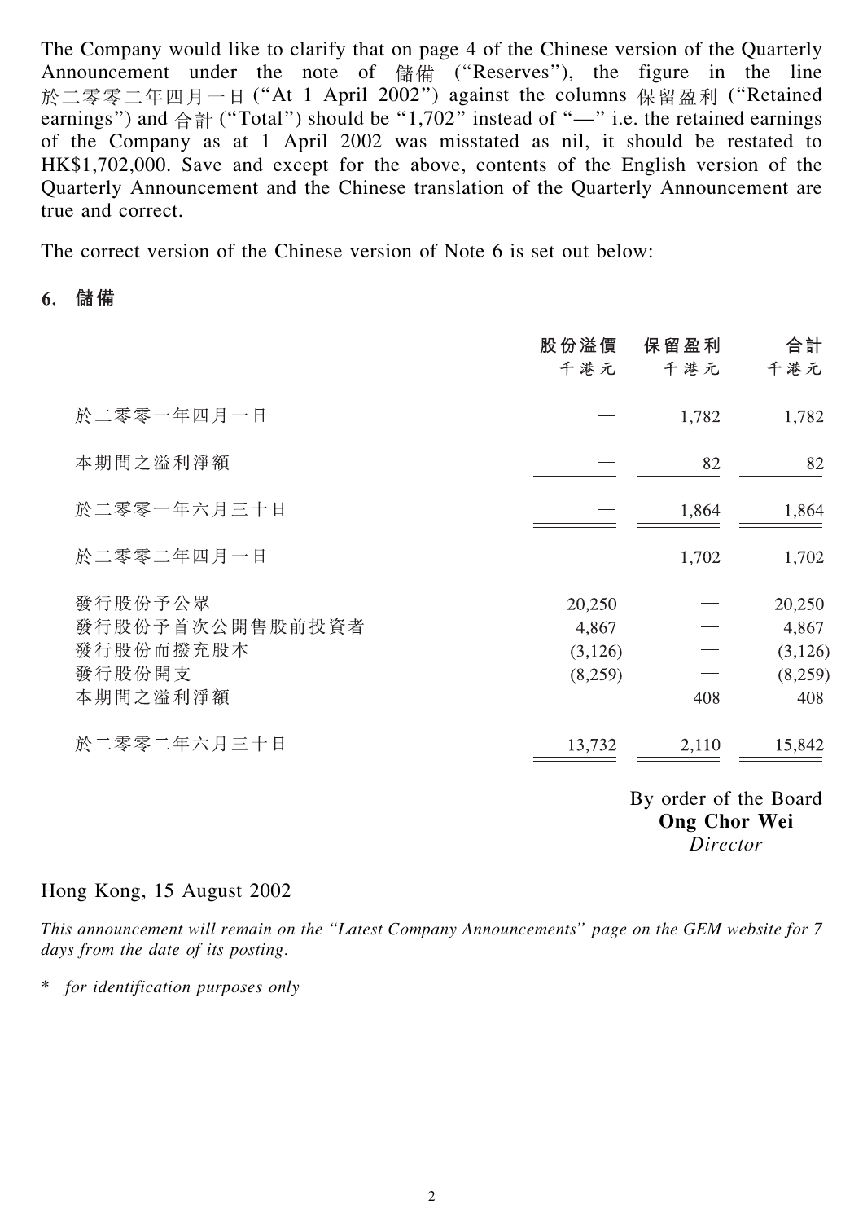The Company would like to clarify that on page 4 of the Chinese version of the Quarterly Announcement under the note of 儲備 ("Reserves"), the figure in the line 於二零零二年四月一日 ("At 1 April 2002") against the columns 保留盈利 ("Retained earnings") and 合計 ("Total") should be "1,702" instead of "—" i.e. the retained earnings of the Company as at 1 April 2002 was misstated as nil, it should be restated to HK$1,702,000. Save and except for the above, contents of the English version of the Quarterly Announcement and the Chinese translation of the Quarterly Announcement are true and correct.

The correct version of the Chinese version of Note 6 is set out below:

**6. 儲備**

| | 股份溢價<br>千港元 | 保留盈利<br>千港元 | 合計<br>千港元 |
|---|---|---|---|
| 於二零零一年四月一日 | — | 1,782 | 1,782 |
| 本期間之溢利淨額 | — | 82 | 82 |
| 於二零零一年六月三十日 | — | 1,864 | 1,864 |
| 於二零零二年四月一日 | — | 1,702 | 1,702 |
| 發行股份予公眾 | 20,250 | — | 20,250 |
| 發行股份予首次公開售股前投資者 | 4,867 | — | 4,867 |
| 發行股份而撥充股本 | (3,126) | — | (3,126) |
| 發行股份開支 | (8,259) | — | (8,259) |
| 本期間之溢利淨額 | — | 408 | 408 |
| 於二零零二年六月三十日 | 13,732 | 2,110 | 15,842 |

By order of the Board
**Ong Chor Wei**
*Director*

Hong Kong, 15 August 2002

*This announcement will remain on the "Latest Company Announcements" page on the GEM website for 7 days from the date of its posting.*

\* *for identification purposes only*